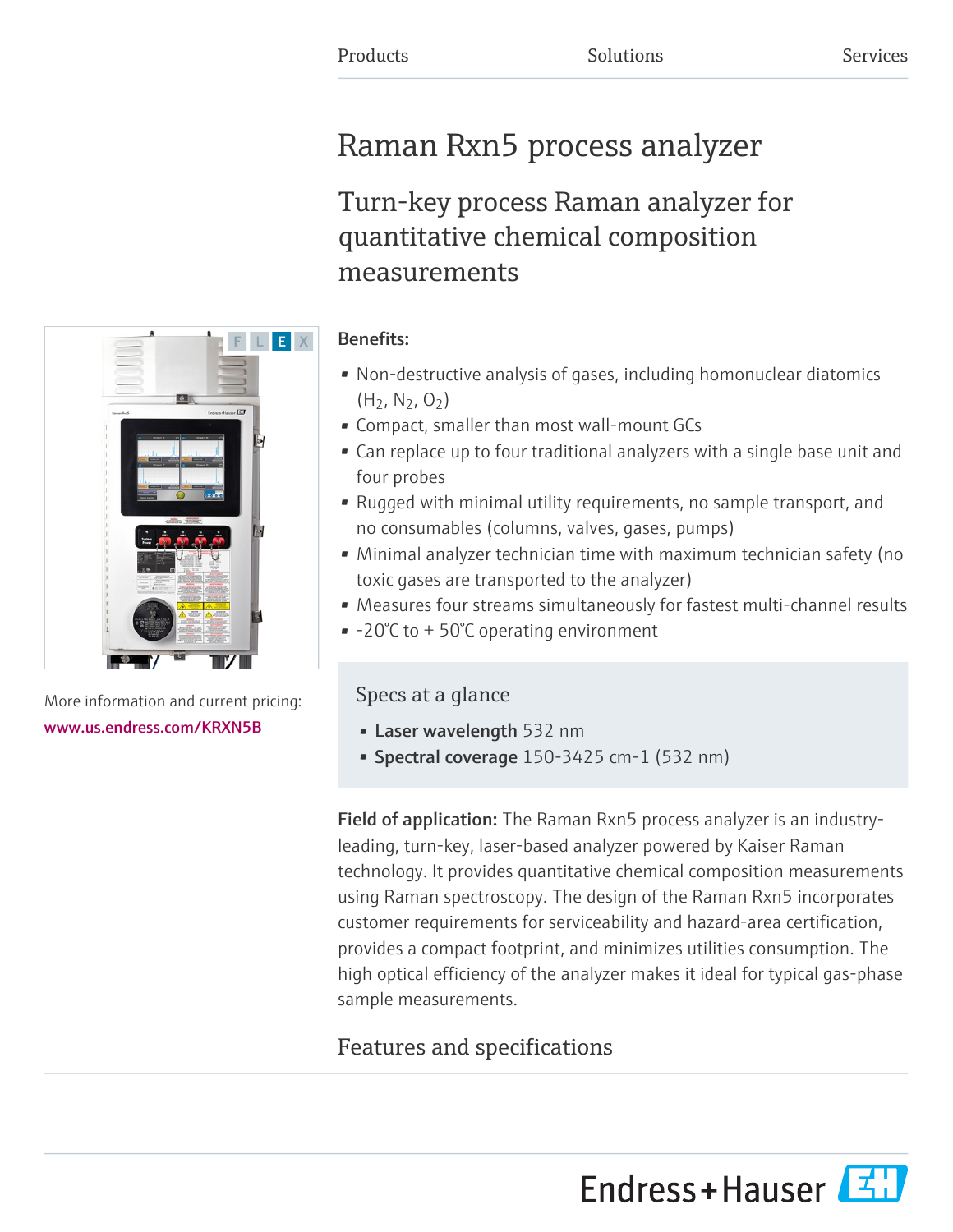Products Solutions Services

# Raman Rxn5 process analyzer

## Turn-key process Raman analyzer for quantitative chemical composition measurements

More information and current pricing:
www.us.endress.com/KRXN5B

**Benefits:**

- Non-destructive analysis of gases, including homonuclear diatomics ($H_2$, $N_2$, $O_2$)
- Compact, smaller than most wall-mount GCs
- Can replace up to four traditional analyzers with a single base unit and four probes
- Rugged with minimal utility requirements, no sample transport, and no consumables (columns, valves, gases, pumps)
- Minimal analyzer technician time with maximum technician safety (no toxic gases are transported to the analyzer)
- Measures four streams simultaneously for fastest multi-channel results
- -20°C to + 50°C operating environment

### Specs at a glance

- **Laser wavelength** 532 nm
- **Spectral coverage** 150-3425 cm-1 (532 nm)

**Field of application:** The Raman Rxn5 process analyzer is an industry-leading, turn-key, laser-based analyzer powered by Kaiser Raman technology. It provides quantitative chemical composition measurements using Raman spectroscopy. The design of the Raman Rxn5 incorporates customer requirements for serviceability and hazard-area certification, provides a compact footprint, and minimizes utilities consumption. The high optical efficiency of the analyzer makes it ideal for typical gas-phase sample measurements.

## Features and specifications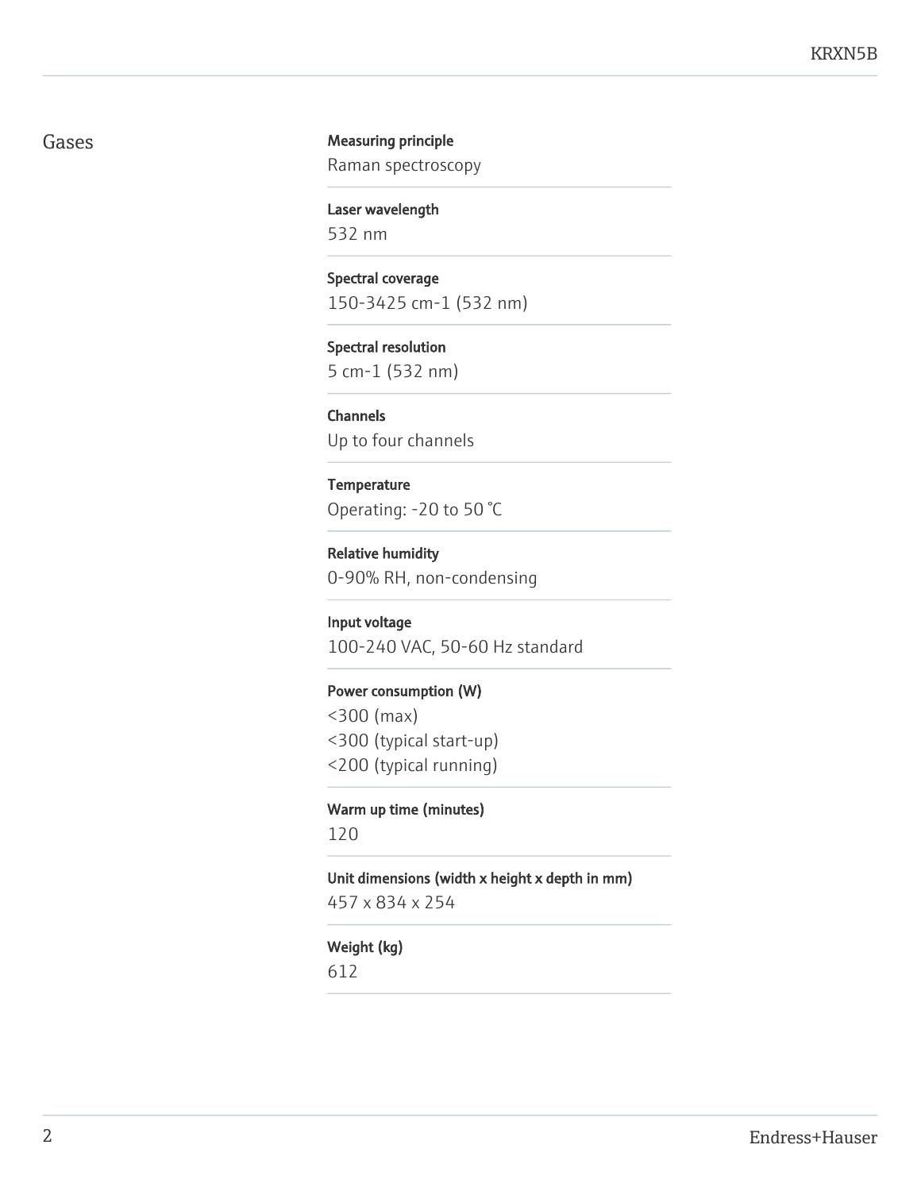## Gases

**Measuring principle**
Raman spectroscopy

**Laser wavelength**
532 nm

**Spectral coverage**
150-3425 cm-1 (532 nm)

**Spectral resolution**
5 cm-1 (532 nm)

**Channels**
Up to four channels

**Temperature**
Operating: -20 to 50 °C

**Relative humidity**
0-90% RH, non-condensing

**Input voltage**
100-240 VAC, 50-60 Hz standard

**Power consumption (W)**
<300 (max)
<300 (typical start-up)
<200 (typical running)

**Warm up time (minutes)**
120

**Unit dimensions (width x height x depth in mm)**
457 x 834 x 254

**Weight (kg)**
612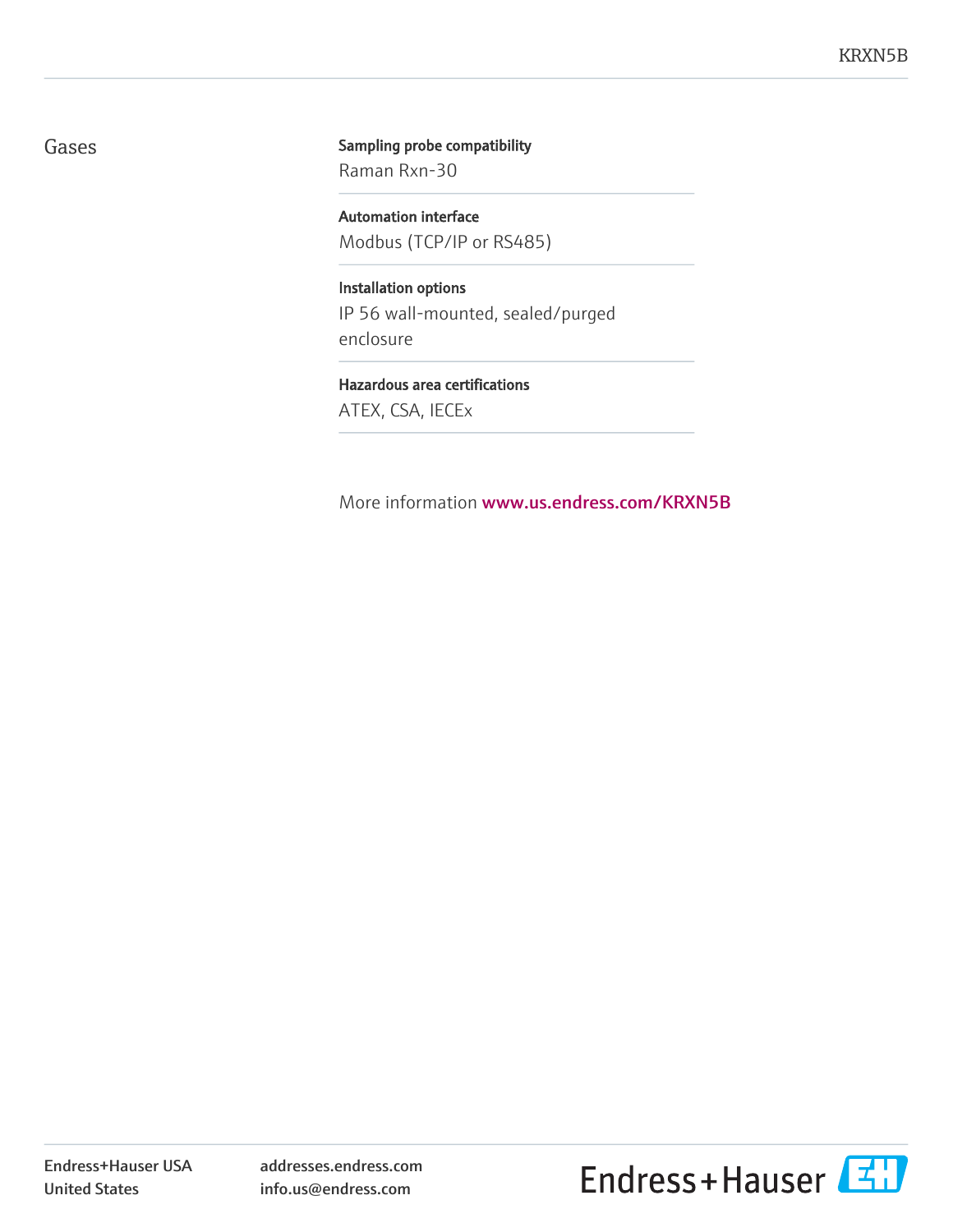## Gases

**Sampling probe compatibility**
Raman Rxn-30

**Automation interface**
Modbus (TCP/IP or RS485)

**Installation options**
IP 56 wall-mounted, sealed/purged enclosure

**Hazardous area certifications**
ATEX, CSA, IECEx

More information **www.us.endress.com/KRXN5B**

Endress+Hauser USA
United States

addresses.endress.com
info.us@endress.com

Endress+Hauser